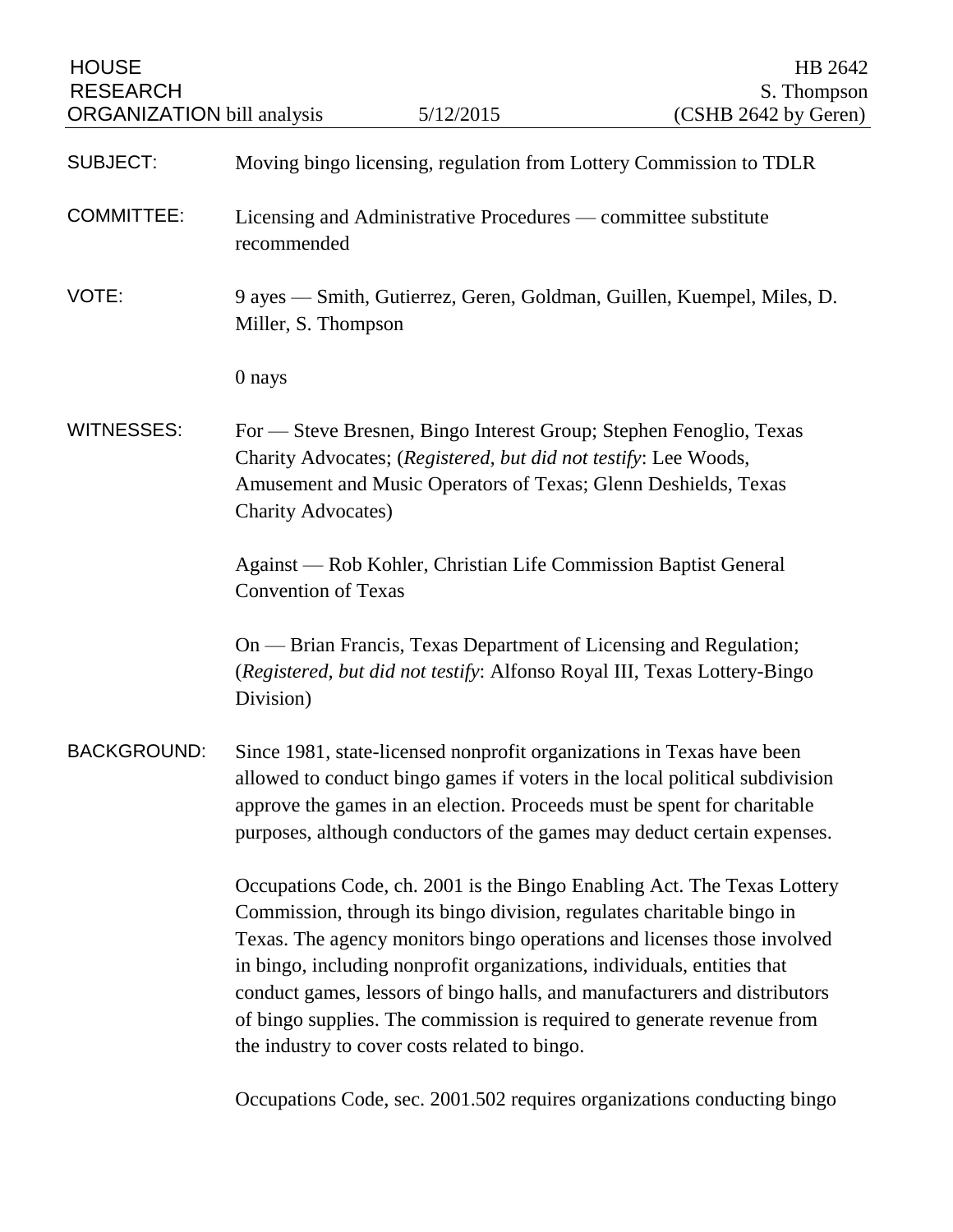HOUSE RESEARCH ORGANIZATION bill analysis — 5/12/2015

HB 2642
S. Thompson
(CSHB 2642 by Geren)

**SUBJECT:** Moving bingo licensing, regulation from Lottery Commission to TDLR

**COMMITTEE:** Licensing and Administrative Procedures — committee substitute recommended

**VOTE:** 9 ayes — Smith, Gutierrez, Geren, Goldman, Guillen, Kuempel, Miles, D. Miller, S. Thompson

0 nays

**WITNESSES:** For — Steve Bresnen, Bingo Interest Group; Stephen Fenoglio, Texas Charity Advocates; (*Registered, but did not testify*: Lee Woods, Amusement and Music Operators of Texas; Glenn Deshields, Texas Charity Advocates)

Against — Rob Kohler, Christian Life Commission Baptist General Convention of Texas

On — Brian Francis, Texas Department of Licensing and Regulation; (*Registered, but did not testify*: Alfonso Royal III, Texas Lottery-Bingo Division)

**BACKGROUND:** Since 1981, state-licensed nonprofit organizations in Texas have been allowed to conduct bingo games if voters in the local political subdivision approve the games in an election. Proceeds must be spent for charitable purposes, although conductors of the games may deduct certain expenses.

Occupations Code, ch. 2001 is the Bingo Enabling Act. The Texas Lottery Commission, through its bingo division, regulates charitable bingo in Texas. The agency monitors bingo operations and licenses those involved in bingo, including nonprofit organizations, individuals, entities that conduct games, lessors of bingo halls, and manufacturers and distributors of bingo supplies. The commission is required to generate revenue from the industry to cover costs related to bingo.

Occupations Code, sec. 2001.502 requires organizations conducting bingo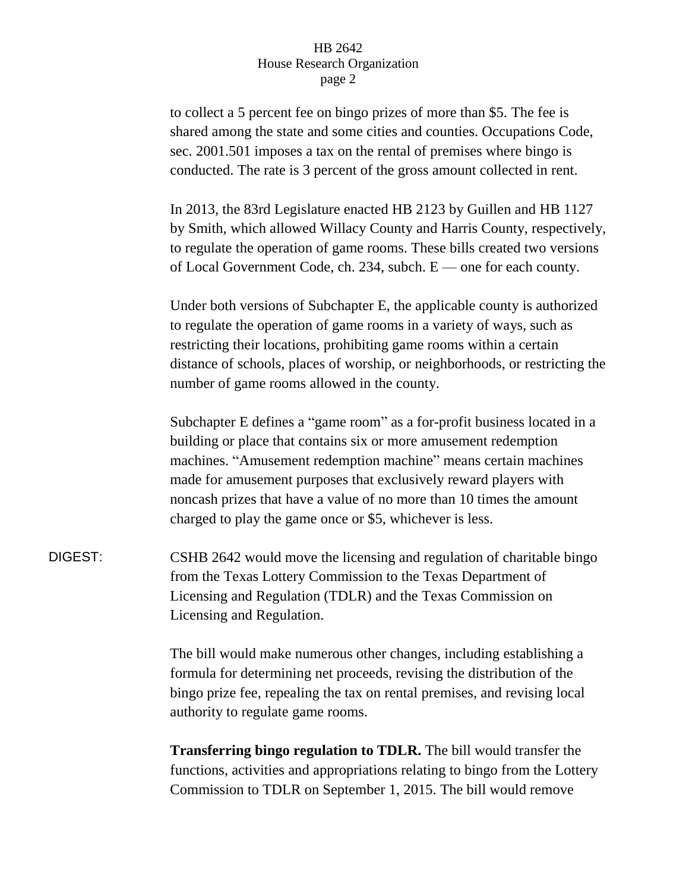to collect a 5 percent fee on bingo prizes of more than $5. The fee is shared among the state and some cities and counties. Occupations Code, sec. 2001.501 imposes a tax on the rental of premises where bingo is conducted. The rate is 3 percent of the gross amount collected in rent.

In 2013, the 83rd Legislature enacted HB 2123 by Guillen and HB 1127 by Smith, which allowed Willacy County and Harris County, respectively, to regulate the operation of game rooms. These bills created two versions of Local Government Code, ch. 234, subch. E — one for each county.

Under both versions of Subchapter E, the applicable county is authorized to regulate the operation of game rooms in a variety of ways, such as restricting their locations, prohibiting game rooms within a certain distance of schools, places of worship, or neighborhoods, or restricting the number of game rooms allowed in the county.

Subchapter E defines a "game room" as a for-profit business located in a building or place that contains six or more amusement redemption machines. "Amusement redemption machine" means certain machines made for amusement purposes that exclusively reward players with noncash prizes that have a value of no more than 10 times the amount charged to play the game once or $5, whichever is less.

DIGEST: CSHB 2642 would move the licensing and regulation of charitable bingo from the Texas Lottery Commission to the Texas Department of Licensing and Regulation (TDLR) and the Texas Commission on Licensing and Regulation.

The bill would make numerous other changes, including establishing a formula for determining net proceeds, revising the distribution of the bingo prize fee, repealing the tax on rental premises, and revising local authority to regulate game rooms.

**Transferring bingo regulation to TDLR.** The bill would transfer the functions, activities and appropriations relating to bingo from the Lottery Commission to TDLR on September 1, 2015. The bill would remove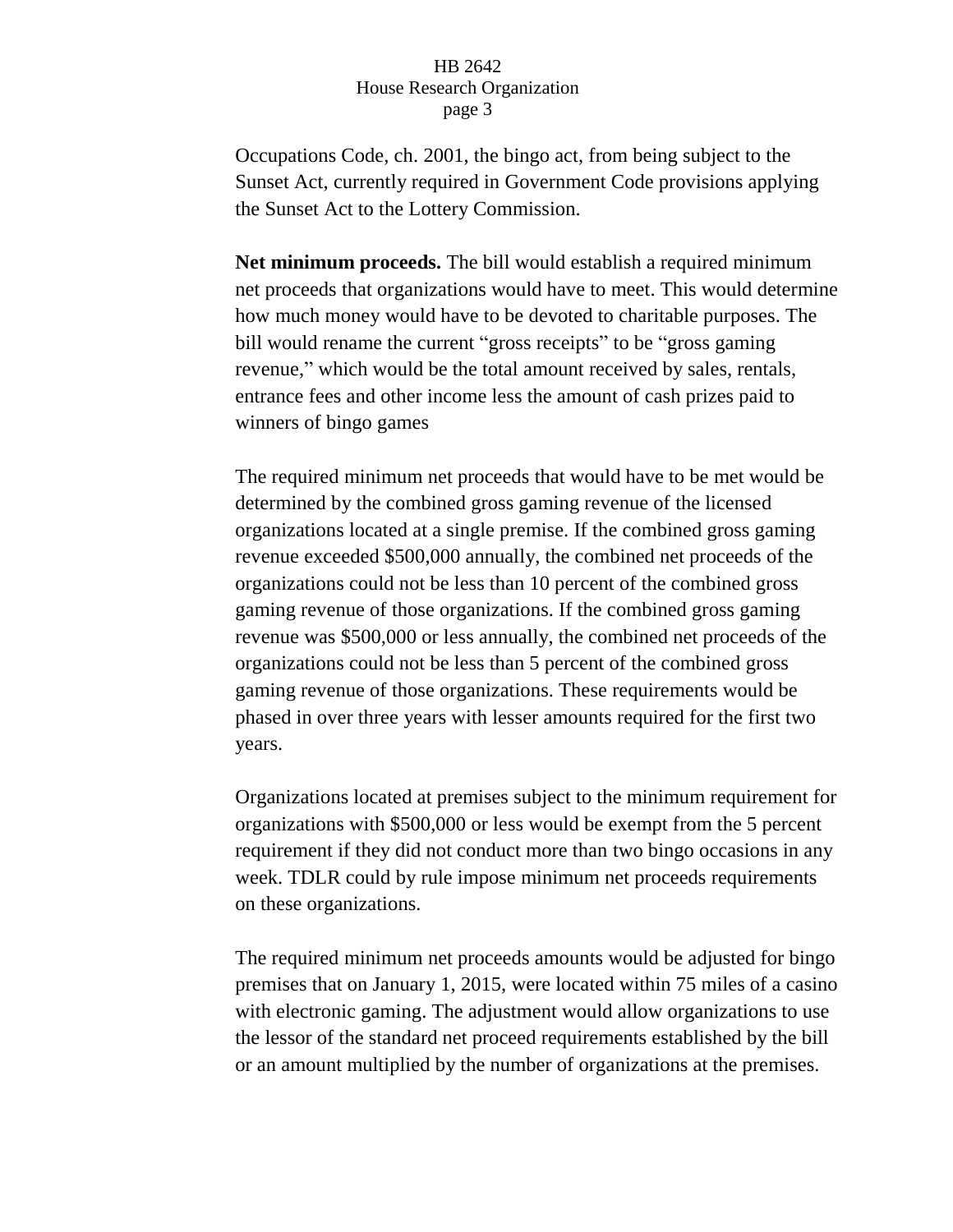Occupations Code, ch. 2001, the bingo act, from being subject to the Sunset Act, currently required in Government Code provisions applying the Sunset Act to the Lottery Commission.

**Net minimum proceeds.** The bill would establish a required minimum net proceeds that organizations would have to meet. This would determine how much money would have to be devoted to charitable purposes. The bill would rename the current "gross receipts" to be "gross gaming revenue," which would be the total amount received by sales, rentals, entrance fees and other income less the amount of cash prizes paid to winners of bingo games

The required minimum net proceeds that would have to be met would be determined by the combined gross gaming revenue of the licensed organizations located at a single premise. If the combined gross gaming revenue exceeded $500,000 annually, the combined net proceeds of the organizations could not be less than 10 percent of the combined gross gaming revenue of those organizations. If the combined gross gaming revenue was $500,000 or less annually, the combined net proceeds of the organizations could not be less than 5 percent of the combined gross gaming revenue of those organizations. These requirements would be phased in over three years with lesser amounts required for the first two years.

Organizations located at premises subject to the minimum requirement for organizations with $500,000 or less would be exempt from the 5 percent requirement if they did not conduct more than two bingo occasions in any week. TDLR could by rule impose minimum net proceeds requirements on these organizations.

The required minimum net proceeds amounts would be adjusted for bingo premises that on January 1, 2015, were located within 75 miles of a casino with electronic gaming. The adjustment would allow organizations to use the lessor of the standard net proceed requirements established by the bill or an amount multiplied by the number of organizations at the premises.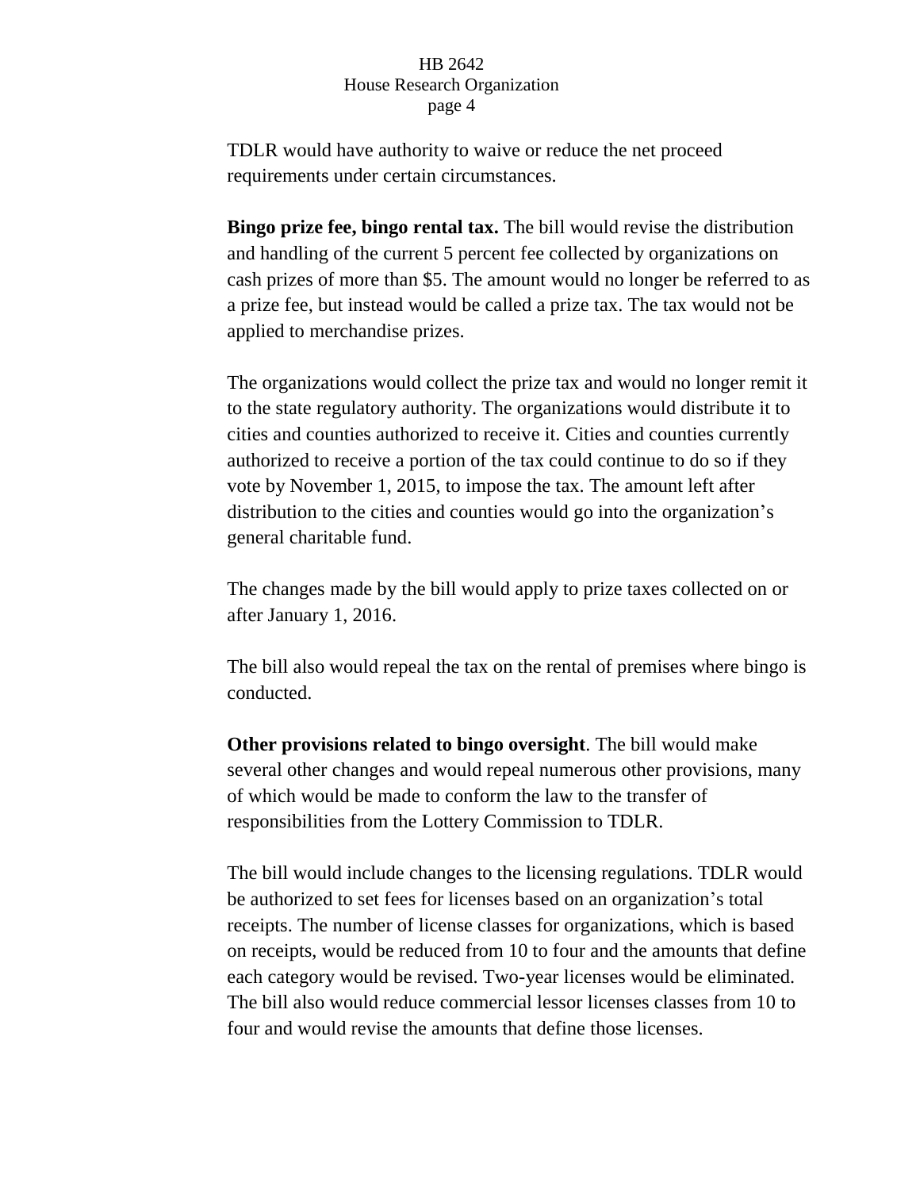TDLR would have authority to waive or reduce the net proceed requirements under certain circumstances.

**Bingo prize fee, bingo rental tax.** The bill would revise the distribution and handling of the current 5 percent fee collected by organizations on cash prizes of more than $5. The amount would no longer be referred to as a prize fee, but instead would be called a prize tax. The tax would not be applied to merchandise prizes.

The organizations would collect the prize tax and would no longer remit it to the state regulatory authority. The organizations would distribute it to cities and counties authorized to receive it. Cities and counties currently authorized to receive a portion of the tax could continue to do so if they vote by November 1, 2015, to impose the tax. The amount left after distribution to the cities and counties would go into the organization's general charitable fund.

The changes made by the bill would apply to prize taxes collected on or after January 1, 2016.

The bill also would repeal the tax on the rental of premises where bingo is conducted.

**Other provisions related to bingo oversight**. The bill would make several other changes and would repeal numerous other provisions, many of which would be made to conform the law to the transfer of responsibilities from the Lottery Commission to TDLR.

The bill would include changes to the licensing regulations. TDLR would be authorized to set fees for licenses based on an organization's total receipts. The number of license classes for organizations, which is based on receipts, would be reduced from 10 to four and the amounts that define each category would be revised. Two-year licenses would be eliminated. The bill also would reduce commercial lessor licenses classes from 10 to four and would revise the amounts that define those licenses.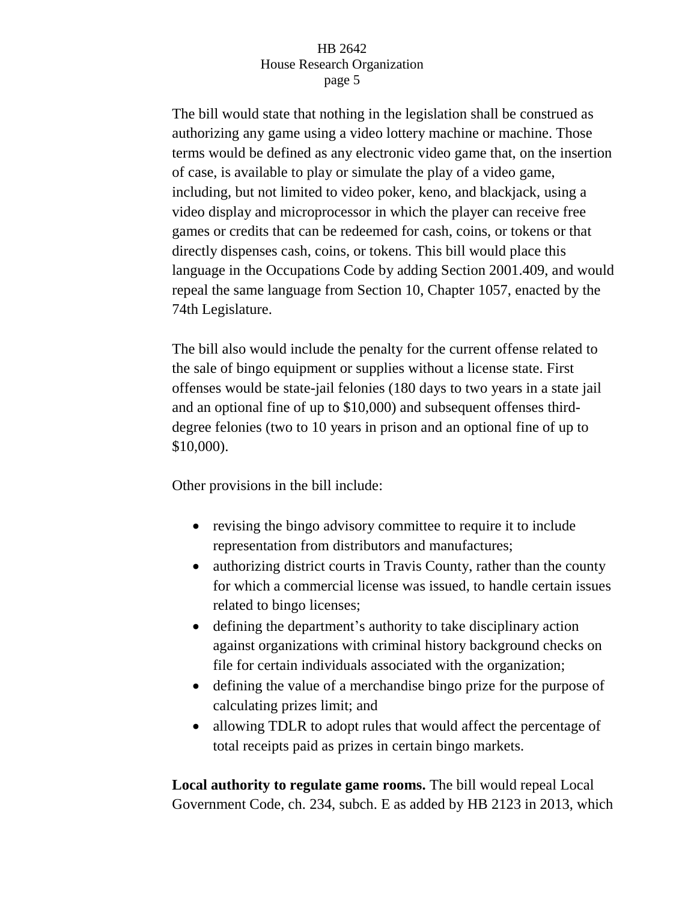The bill would state that nothing in the legislation shall be construed as authorizing any game using a video lottery machine or machine. Those terms would be defined as any electronic video game that, on the insertion of case, is available to play or simulate the play of a video game, including, but not limited to video poker, keno, and blackjack, using a video display and microprocessor in which the player can receive free games or credits that can be redeemed for cash, coins, or tokens or that directly dispenses cash, coins, or tokens. This bill would place this language in the Occupations Code by adding Section 2001.409, and would repeal the same language from Section 10, Chapter 1057, enacted by the 74th Legislature.

The bill also would include the penalty for the current offense related to the sale of bingo equipment or supplies without a license state. First offenses would be state-jail felonies (180 days to two years in a state jail and an optional fine of up to $10,000) and subsequent offenses third-degree felonies (two to 10 years in prison and an optional fine of up to $10,000).

Other provisions in the bill include:

- revising the bingo advisory committee to require it to include representation from distributors and manufactures;
- authorizing district courts in Travis County, rather than the county for which a commercial license was issued, to handle certain issues related to bingo licenses;
- defining the department's authority to take disciplinary action against organizations with criminal history background checks on file for certain individuals associated with the organization;
- defining the value of a merchandise bingo prize for the purpose of calculating prizes limit; and
- allowing TDLR to adopt rules that would affect the percentage of total receipts paid as prizes in certain bingo markets.

**Local authority to regulate game rooms.** The bill would repeal Local Government Code, ch. 234, subch. E as added by HB 2123 in 2013, which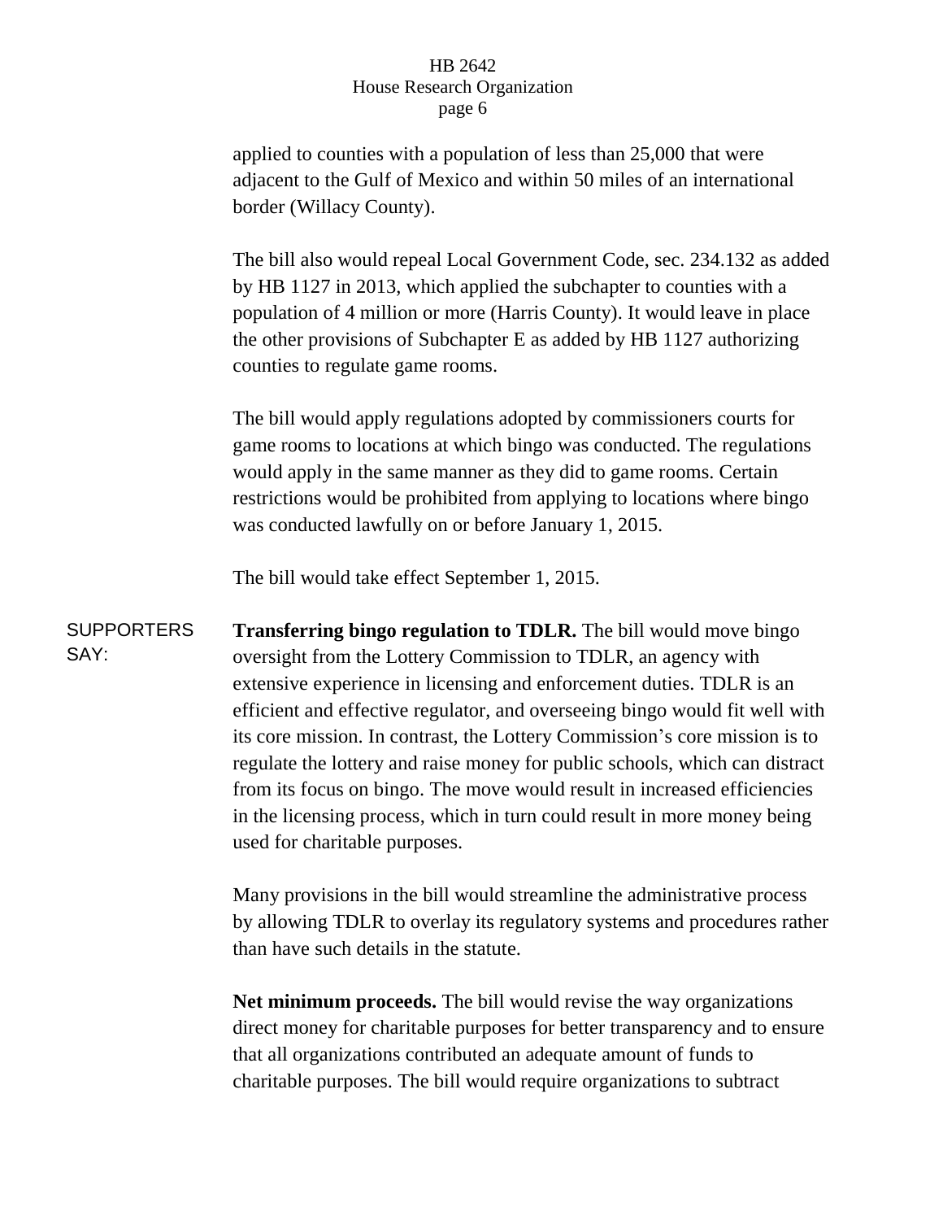applied to counties with a population of less than 25,000 that were adjacent to the Gulf of Mexico and within 50 miles of an international border (Willacy County).

The bill also would repeal Local Government Code, sec. 234.132 as added by HB 1127 in 2013, which applied the subchapter to counties with a population of 4 million or more (Harris County). It would leave in place the other provisions of Subchapter E as added by HB 1127 authorizing counties to regulate game rooms.

The bill would apply regulations adopted by commissioners courts for game rooms to locations at which bingo was conducted. The regulations would apply in the same manner as they did to game rooms. Certain restrictions would be prohibited from applying to locations where bingo was conducted lawfully on or before January 1, 2015.

The bill would take effect September 1, 2015.

SUPPORTERS SAY:

**Transferring bingo regulation to TDLR.** The bill would move bingo oversight from the Lottery Commission to TDLR, an agency with extensive experience in licensing and enforcement duties. TDLR is an efficient and effective regulator, and overseeing bingo would fit well with its core mission. In contrast, the Lottery Commission's core mission is to regulate the lottery and raise money for public schools, which can distract from its focus on bingo. The move would result in increased efficiencies in the licensing process, which in turn could result in more money being used for charitable purposes.

Many provisions in the bill would streamline the administrative process by allowing TDLR to overlay its regulatory systems and procedures rather than have such details in the statute.

**Net minimum proceeds.** The bill would revise the way organizations direct money for charitable purposes for better transparency and to ensure that all organizations contributed an adequate amount of funds to charitable purposes. The bill would require organizations to subtract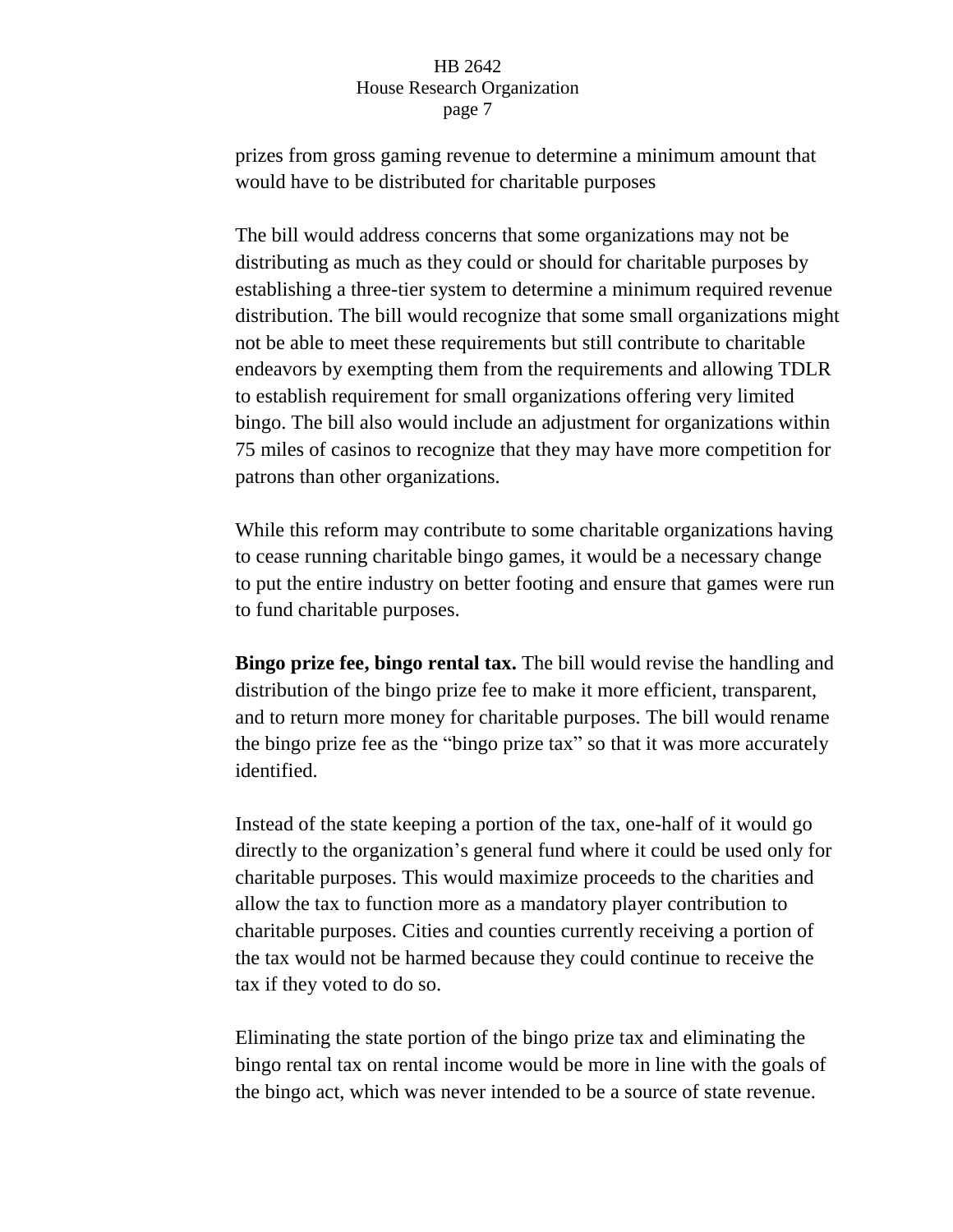prizes from gross gaming revenue to determine a minimum amount that would have to be distributed for charitable purposes

The bill would address concerns that some organizations may not be distributing as much as they could or should for charitable purposes by establishing a three-tier system to determine a minimum required revenue distribution. The bill would recognize that some small organizations might not be able to meet these requirements but still contribute to charitable endeavors by exempting them from the requirements and allowing TDLR to establish requirement for small organizations offering very limited bingo. The bill also would include an adjustment for organizations within 75 miles of casinos to recognize that they may have more competition for patrons than other organizations.

While this reform may contribute to some charitable organizations having to cease running charitable bingo games, it would be a necessary change to put the entire industry on better footing and ensure that games were run to fund charitable purposes.

**Bingo prize fee, bingo rental tax.** The bill would revise the handling and distribution of the bingo prize fee to make it more efficient, transparent, and to return more money for charitable purposes. The bill would rename the bingo prize fee as the "bingo prize tax" so that it was more accurately identified.

Instead of the state keeping a portion of the tax, one-half of it would go directly to the organization's general fund where it could be used only for charitable purposes. This would maximize proceeds to the charities and allow the tax to function more as a mandatory player contribution to charitable purposes. Cities and counties currently receiving a portion of the tax would not be harmed because they could continue to receive the tax if they voted to do so.

Eliminating the state portion of the bingo prize tax and eliminating the bingo rental tax on rental income would be more in line with the goals of the bingo act, which was never intended to be a source of state revenue.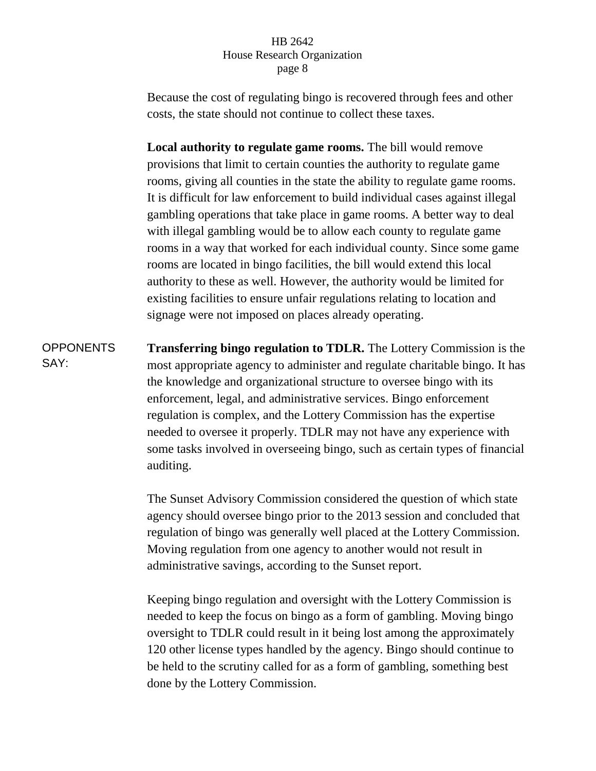Because the cost of regulating bingo is recovered through fees and other costs, the state should not continue to collect these taxes.

**Local authority to regulate game rooms.** The bill would remove provisions that limit to certain counties the authority to regulate game rooms, giving all counties in the state the ability to regulate game rooms. It is difficult for law enforcement to build individual cases against illegal gambling operations that take place in game rooms. A better way to deal with illegal gambling would be to allow each county to regulate game rooms in a way that worked for each individual county. Since some game rooms are located in bingo facilities, the bill would extend this local authority to these as well. However, the authority would be limited for existing facilities to ensure unfair regulations relating to location and signage were not imposed on places already operating.

OPPONENTS SAY:

**Transferring bingo regulation to TDLR.** The Lottery Commission is the most appropriate agency to administer and regulate charitable bingo. It has the knowledge and organizational structure to oversee bingo with its enforcement, legal, and administrative services. Bingo enforcement regulation is complex, and the Lottery Commission has the expertise needed to oversee it properly. TDLR may not have any experience with some tasks involved in overseeing bingo, such as certain types of financial auditing.

The Sunset Advisory Commission considered the question of which state agency should oversee bingo prior to the 2013 session and concluded that regulation of bingo was generally well placed at the Lottery Commission. Moving regulation from one agency to another would not result in administrative savings, according to the Sunset report.

Keeping bingo regulation and oversight with the Lottery Commission is needed to keep the focus on bingo as a form of gambling. Moving bingo oversight to TDLR could result in it being lost among the approximately 120 other license types handled by the agency. Bingo should continue to be held to the scrutiny called for as a form of gambling, something best done by the Lottery Commission.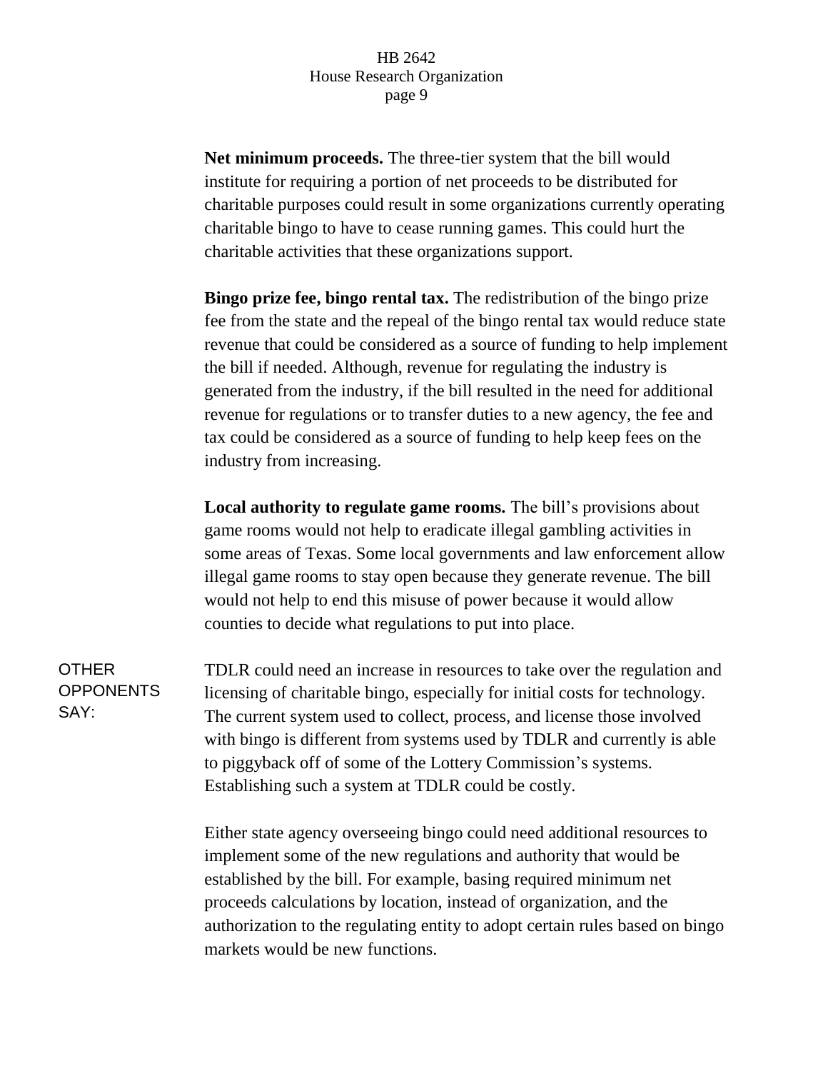**Net minimum proceeds.** The three-tier system that the bill would institute for requiring a portion of net proceeds to be distributed for charitable purposes could result in some organizations currently operating charitable bingo to have to cease running games. This could hurt the charitable activities that these organizations support.

**Bingo prize fee, bingo rental tax.** The redistribution of the bingo prize fee from the state and the repeal of the bingo rental tax would reduce state revenue that could be considered as a source of funding to help implement the bill if needed. Although, revenue for regulating the industry is generated from the industry, if the bill resulted in the need for additional revenue for regulations or to transfer duties to a new agency, the fee and tax could be considered as a source of funding to help keep fees on the industry from increasing.

**Local authority to regulate game rooms.** The bill's provisions about game rooms would not help to eradicate illegal gambling activities in some areas of Texas. Some local governments and law enforcement allow illegal game rooms to stay open because they generate revenue. The bill would not help to end this misuse of power because it would allow counties to decide what regulations to put into place.

OTHER OPPONENTS SAY:

TDLR could need an increase in resources to take over the regulation and licensing of charitable bingo, especially for initial costs for technology. The current system used to collect, process, and license those involved with bingo is different from systems used by TDLR and currently is able to piggyback off of some of the Lottery Commission's systems. Establishing such a system at TDLR could be costly.

Either state agency overseeing bingo could need additional resources to implement some of the new regulations and authority that would be established by the bill. For example, basing required minimum net proceeds calculations by location, instead of organization, and the authorization to the regulating entity to adopt certain rules based on bingo markets would be new functions.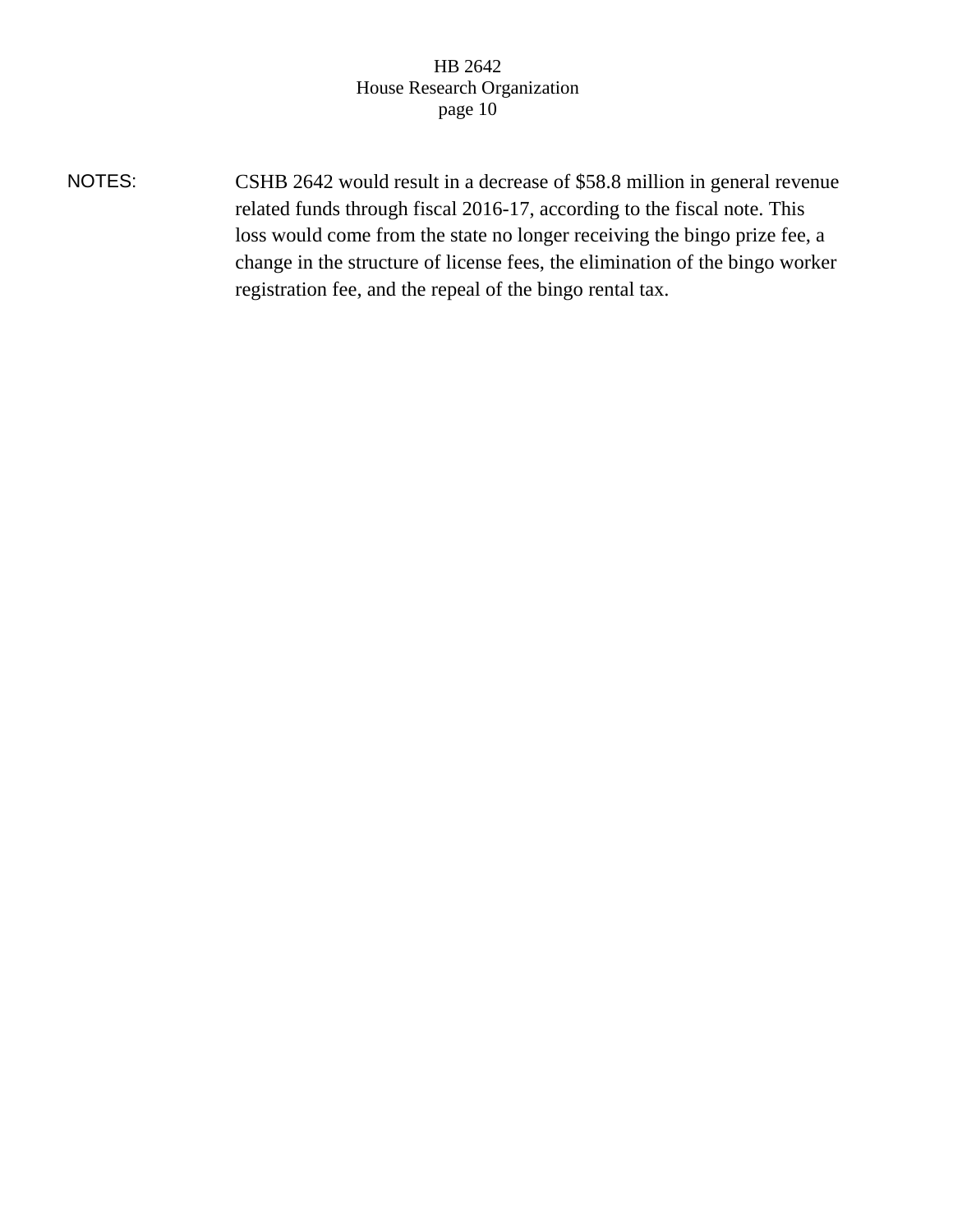NOTES: CSHB 2642 would result in a decrease of $58.8 million in general revenue related funds through fiscal 2016-17, according to the fiscal note. This loss would come from the state no longer receiving the bingo prize fee, a change in the structure of license fees, the elimination of the bingo worker registration fee, and the repeal of the bingo rental tax.